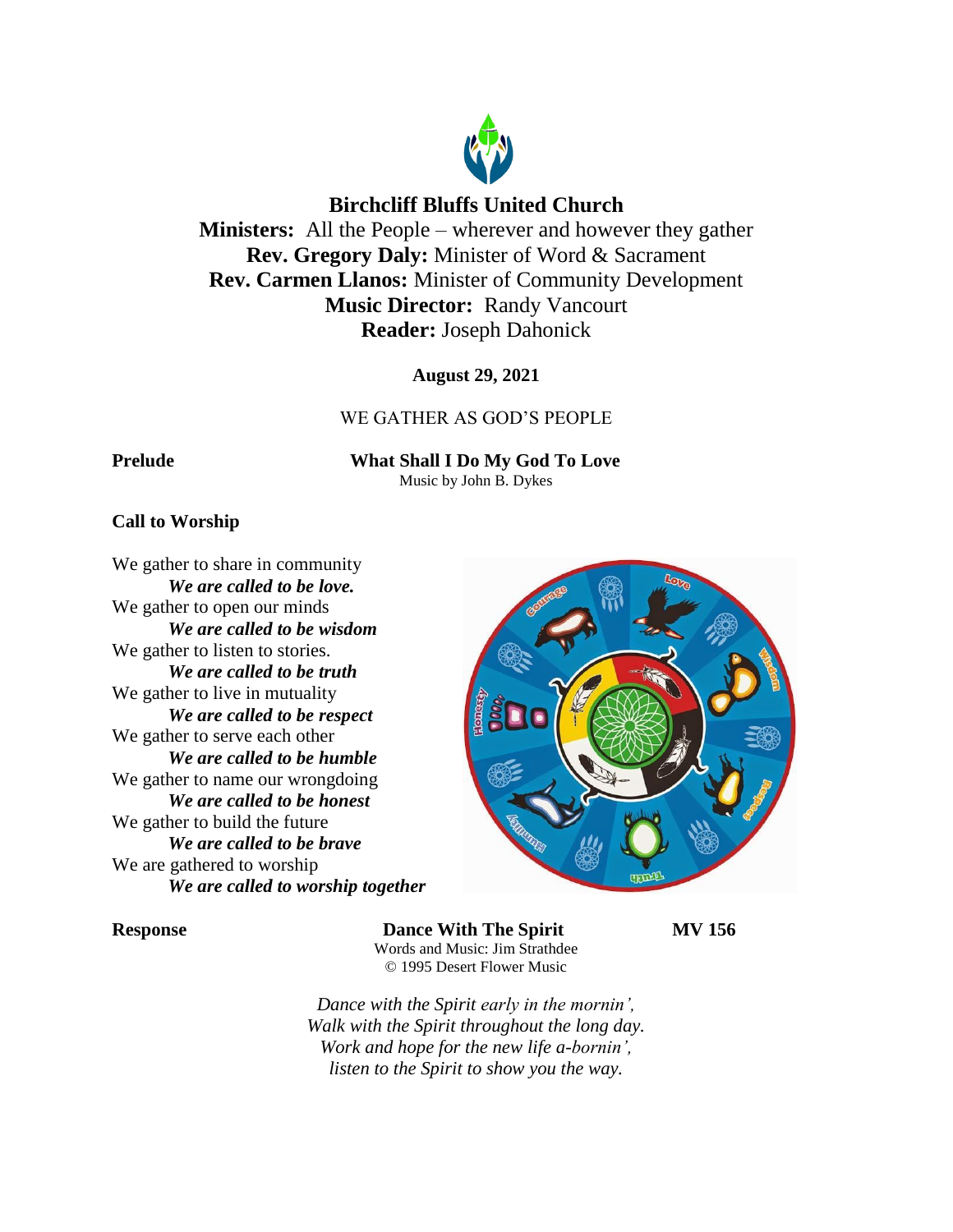# Birchcliff Bluffs United Church

**Ministers:** All the People – wherever and however they gather
**Rev. Gregory Daly:** Minister of Word & Sacrament
**Rev. Carmen Llanos:** Minister of Community Development
**Music Director:** Randy Vancourt
**Reader:** Joseph Dahonick

**August 29, 2021**

WE GATHER AS GOD'S PEOPLE

**Prelude** **What Shall I Do My God To Love**
Music by John B. Dykes

**Call to Worship**

We gather to share in community
***We are called to be love.***
We gather to open our minds
***We are called to be wisdom***
We gather to listen to stories.
***We are called to be truth***
We gather to live in mutuality
***We are called to be respect***
We gather to serve each other
***We are called to be humble***
We gather to name our wrongdoing
***We are called to be honest***
We gather to build the future
***We are called to be brave***
We are gathered to worship
***We are called to worship together***

**Response** **Dance With The Spirit** **MV 156**
Words and Music: Jim Strathdee
© 1995 Desert Flower Music

*Dance with the Spirit early in the mornin',*
*Walk with the Spirit throughout the long day.*
*Work and hope for the new life a-bornin',*
*listen to the Spirit to show you the way.*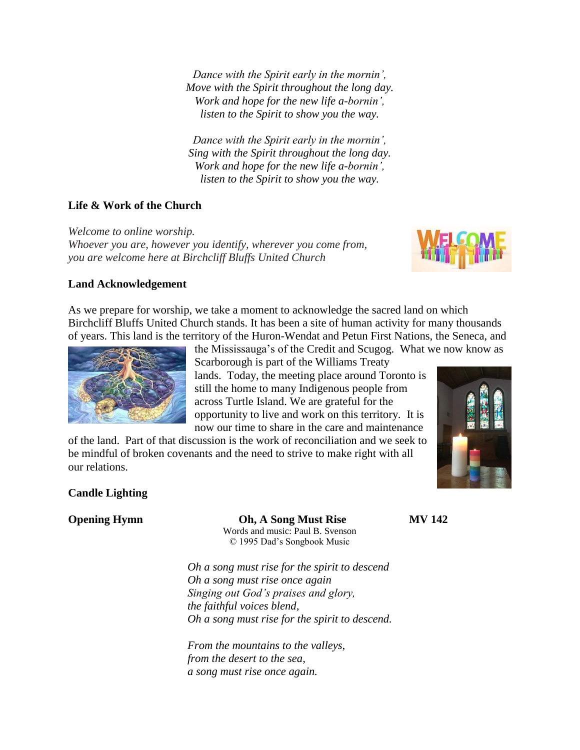*Dance with the Spirit early in the mornin',*
*Move with the Spirit throughout the long day.*
*Work and hope for the new life a-bornin',*
*listen to the Spirit to show you the way.*

*Dance with the Spirit early in the mornin',*
*Sing with the Spirit throughout the long day.*
*Work and hope for the new life a-bornin',*
*listen to the Spirit to show you the way.*

**Life & Work of the Church**

*Welcome to online worship.*
*Whoever you are, however you identify, wherever you come from,*
*you are welcome here at Birchcliff Bluffs United Church*

**Land Acknowledgement**

As we prepare for worship, we take a moment to acknowledge the sacred land on which Birchcliff Bluffs United Church stands. It has been a site of human activity for many thousands of years. This land is the territory of the Huron-Wendat and Petun First Nations, the Seneca, and the Mississauga's of the Credit and Scugog. What we now know as Scarborough is part of the Williams Treaty lands. Today, the meeting place around Toronto is still the home to many Indigenous people from across Turtle Island. We are grateful for the opportunity to live and work on this territory. It is now our time to share in the care and maintenance of the land. Part of that discussion is the work of reconciliation and we seek to be mindful of broken covenants and the need to strive to make right with all our relations.

**Candle Lighting**

**Opening Hymn** **Oh, A Song Must Rise** **MV 142**

Words and music: Paul B. Svenson
© 1995 Dad's Songbook Music

*Oh a song must rise for the spirit to descend*
*Oh a song must rise once again*
*Singing out God's praises and glory,*
*the faithful voices blend,*
*Oh a song must rise for the spirit to descend.*

*From the mountains to the valleys,*
*from the desert to the sea,*
*a song must rise once again.*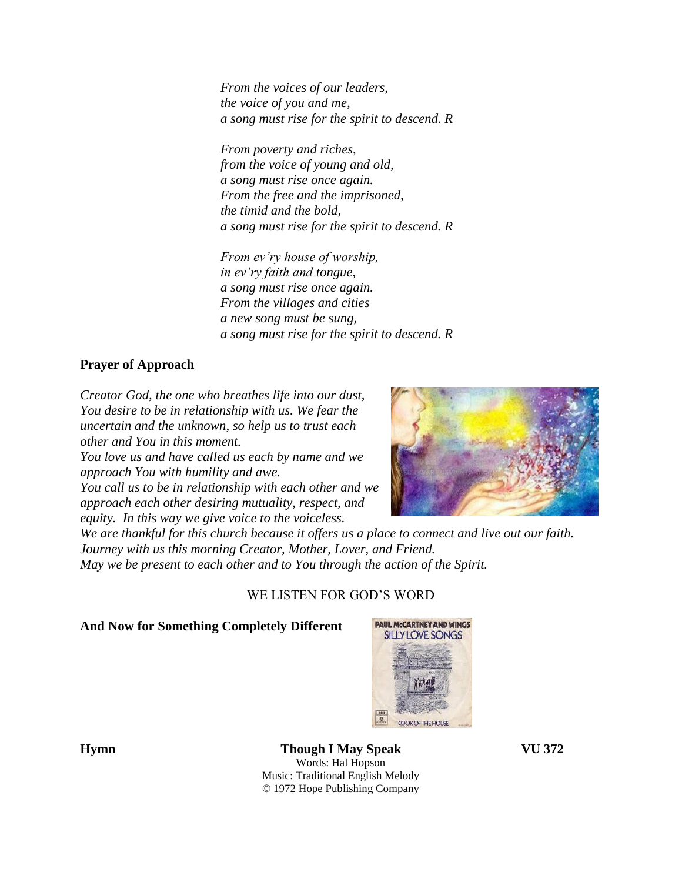*From the voices of our leaders,*
*the voice of you and me,*
*a song must rise for the spirit to descend. R*

*From poverty and riches,*
*from the voice of young and old,*
*a song must rise once again.*
*From the free and the imprisoned,*
*the timid and the bold,*
*a song must rise for the spirit to descend. R*

*From ev'ry house of worship,*
*in ev'ry faith and tongue,*
*a song must rise once again.*
*From the villages and cities*
*a new song must be sung,*
*a song must rise for the spirit to descend. R*

**Prayer of Approach**

*Creator God, the one who breathes life into our dust, You desire to be in relationship with us. We fear the uncertain and the unknown, so help us to trust each other and You in this moment.*
*You love us and have called us each by name and we approach You with humility and awe.*
*You call us to be in relationship with each other and we approach each other desiring mutuality, respect, and equity. In this way we give voice to the voiceless.*
*We are thankful for this church because it offers us a place to connect and live out our faith.*
*Journey with us this morning Creator, Mother, Lover, and Friend.*
*May we be present to each other and to You through the action of the Spirit.*

WE LISTEN FOR GOD'S WORD

**And Now for Something Completely Different**

**Hymn** **Though I May Speak** **VU 372**

Words: Hal Hopson
Music: Traditional English Melody
© 1972 Hope Publishing Company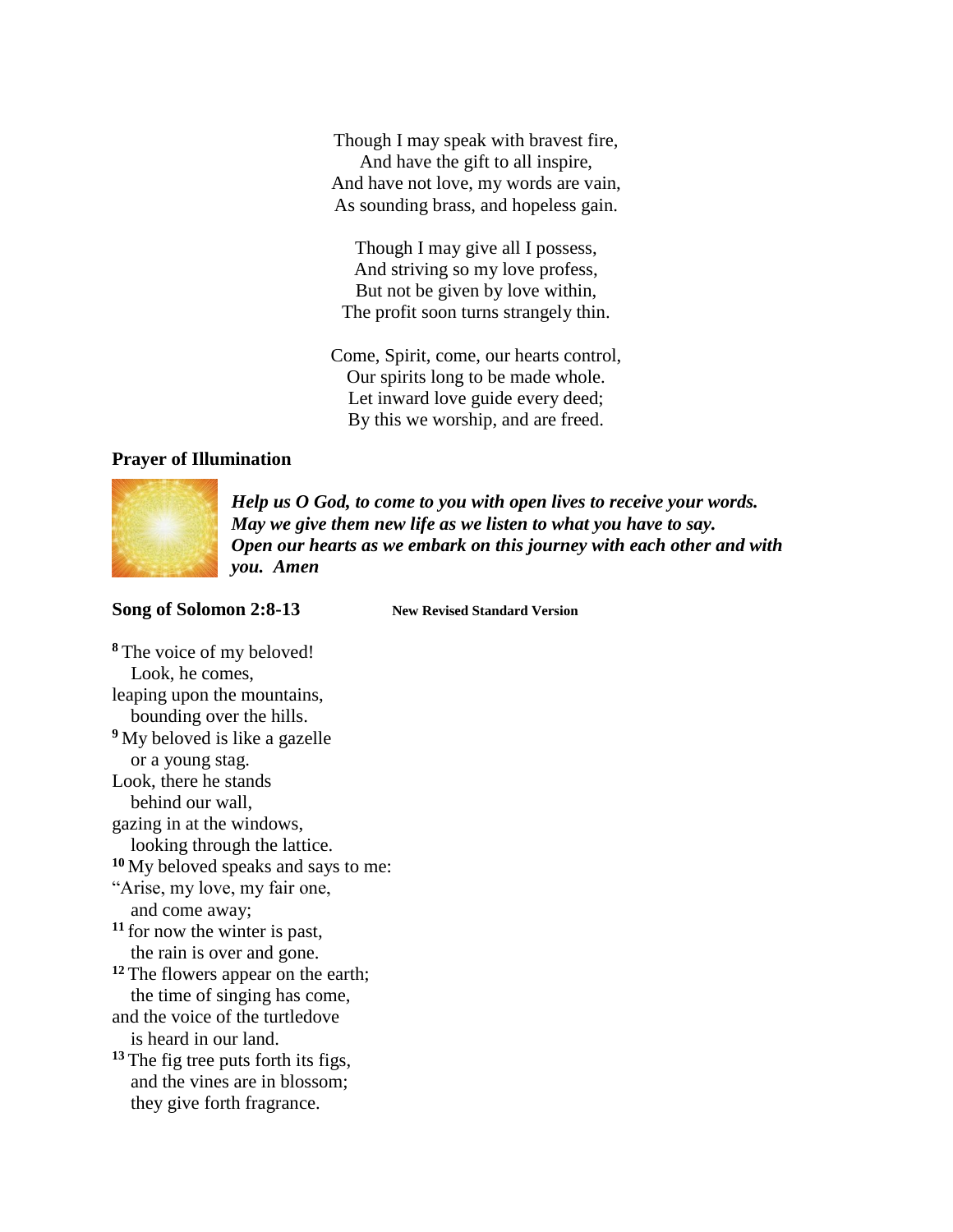Though I may speak with bravest fire,
And have the gift to all inspire,
And have not love, my words are vain,
As sounding brass, and hopeless gain.

Though I may give all I possess,
And striving so my love profess,
But not be given by love within,
The profit soon turns strangely thin.

Come, Spirit, come, our hearts control,
Our spirits long to be made whole.
Let inward love guide every deed;
By this we worship, and are freed.

**Prayer of Illumination**

***Help us O God, to come to you with open lives to receive your words. May we give them new life as we listen to what you have to say. Open our hearts as we embark on this journey with each other and with you. Amen***

**Song of Solomon 2:8-13** **New Revised Standard Version**

[8] The voice of my beloved!
Look, he comes,
leaping upon the mountains,
bounding over the hills.
[9] My beloved is like a gazelle
or a young stag.
Look, there he stands
behind our wall,
gazing in at the windows,
looking through the lattice.
[10] My beloved speaks and says to me:
"Arise, my love, my fair one,
and come away;
[11] for now the winter is past,
the rain is over and gone.
[12] The flowers appear on the earth;
the time of singing has come,
and the voice of the turtledove
is heard in our land.
[13] The fig tree puts forth its figs,
and the vines are in blossom;
they give forth fragrance.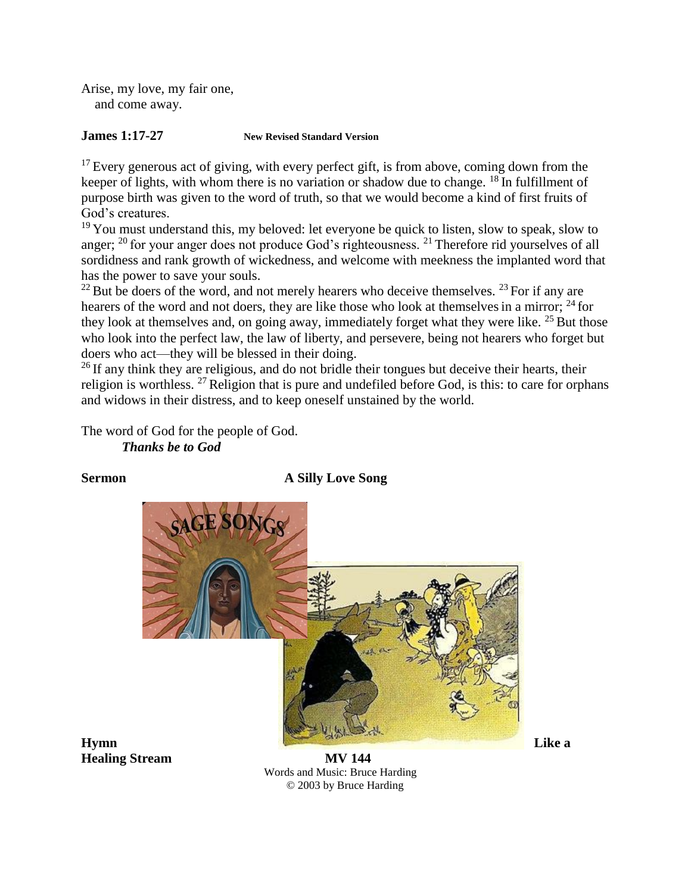Arise, my love, my fair one,
  and come away.

**James 1:17-27** **New Revised Standard Version**

[17] Every generous act of giving, with every perfect gift, is from above, coming down from the keeper of lights, with whom there is no variation or shadow due to change. [18] In fulfillment of purpose birth was given to the word of truth, so that we would become a kind of first fruits of God's creatures.
[19] You must understand this, my beloved: let everyone be quick to listen, slow to speak, slow to anger; [20] for your anger does not produce God's righteousness. [21] Therefore rid yourselves of all sordidness and rank growth of wickedness, and welcome with meekness the implanted word that has the power to save your souls.
[22] But be doers of the word, and not merely hearers who deceive themselves. [23] For if any are hearers of the word and not doers, they are like those who look at themselves in a mirror; [24] for they look at themselves and, on going away, immediately forget what they were like. [25] But those who look into the perfect law, the law of liberty, and persevere, being not hearers who forget but doers who act—they will be blessed in their doing.
[26] If any think they are religious, and do not bridle their tongues but deceive their hearts, their religion is worthless. [27] Religion that is pure and undefiled before God, is this: to care for orphans and widows in their distress, and to keep oneself unstained by the world.

The word of God for the people of God.
  ***Thanks be to God***

**Sermon** **A Silly Love Song**

**Hymn** **Like a Healing Stream** **MV 144**
Words and Music: Bruce Harding
© 2003 by Bruce Harding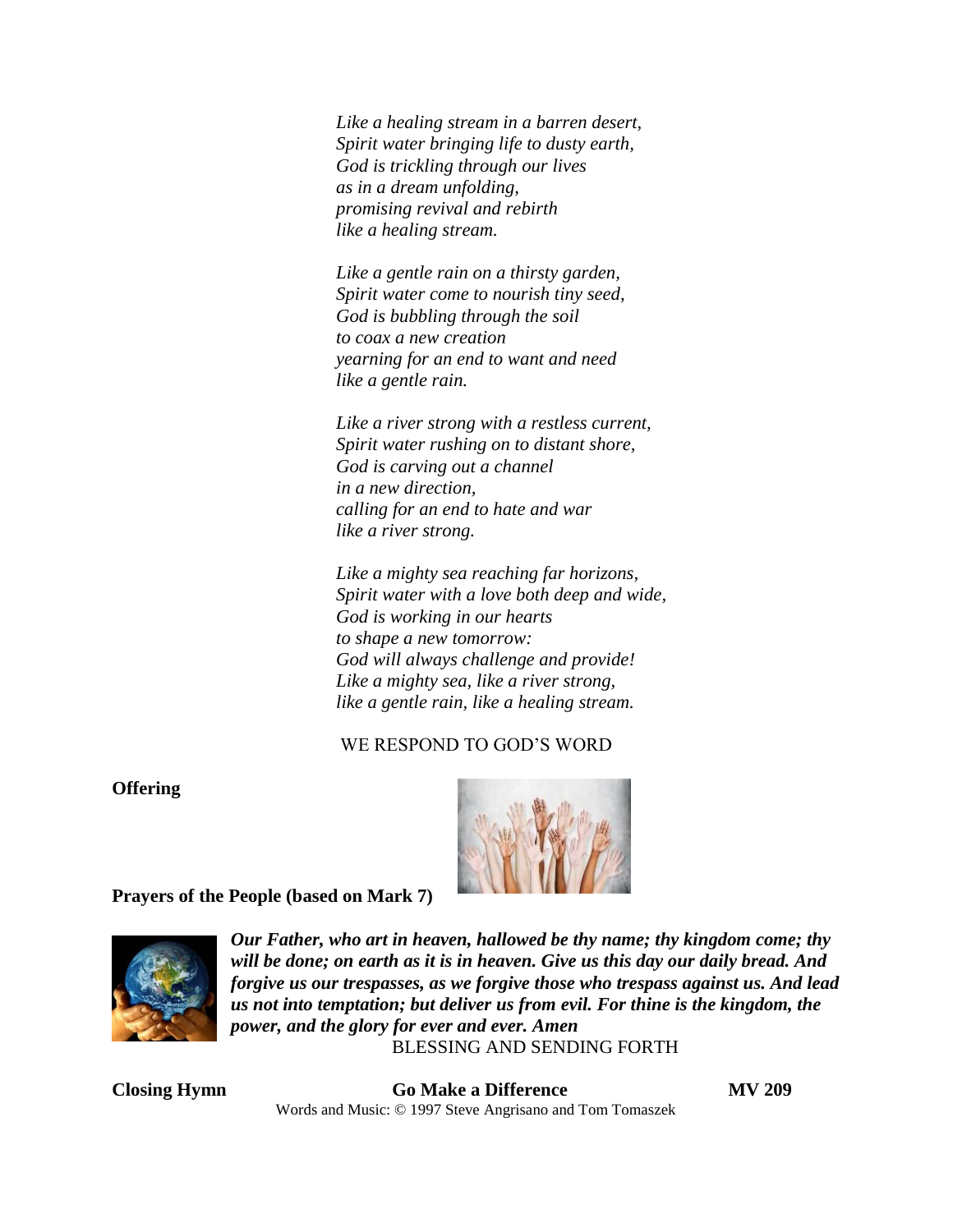*Like a healing stream in a barren desert,*
*Spirit water bringing life to dusty earth,*
*God is trickling through our lives*
*as in a dream unfolding,*
*promising revival and rebirth*
*like a healing stream.*

*Like a gentle rain on a thirsty garden,*
*Spirit water come to nourish tiny seed,*
*God is bubbling through the soil*
*to coax a new creation*
*yearning for an end to want and need*
*like a gentle rain.*

*Like a river strong with a restless current,*
*Spirit water rushing on to distant shore,*
*God is carving out a channel*
*in a new direction,*
*calling for an end to hate and war*
*like a river strong.*

*Like a mighty sea reaching far horizons,*
*Spirit water with a love both deep and wide,*
*God is working in our hearts*
*to shape a new tomorrow:*
*God will always challenge and provide!*
*Like a mighty sea, like a river strong,*
*like a gentle rain, like a healing stream.*

WE RESPOND TO GOD'S WORD

**Offering**

**Prayers of the People (based on Mark 7)**

***Our Father, who art in heaven, hallowed be thy name; thy kingdom come; thy will be done; on earth as it is in heaven. Give us this day our daily bread. And forgive us our trespasses, as we forgive those who trespass against us. And lead us not into temptation; but deliver us from evil. For thine is the kingdom, the power, and the glory for ever and ever. Amen***

BLESSING AND SENDING FORTH

**Closing Hymn** **Go Make a Difference** **MV 209**

Words and Music: © 1997 Steve Angrisano and Tom Tomaszek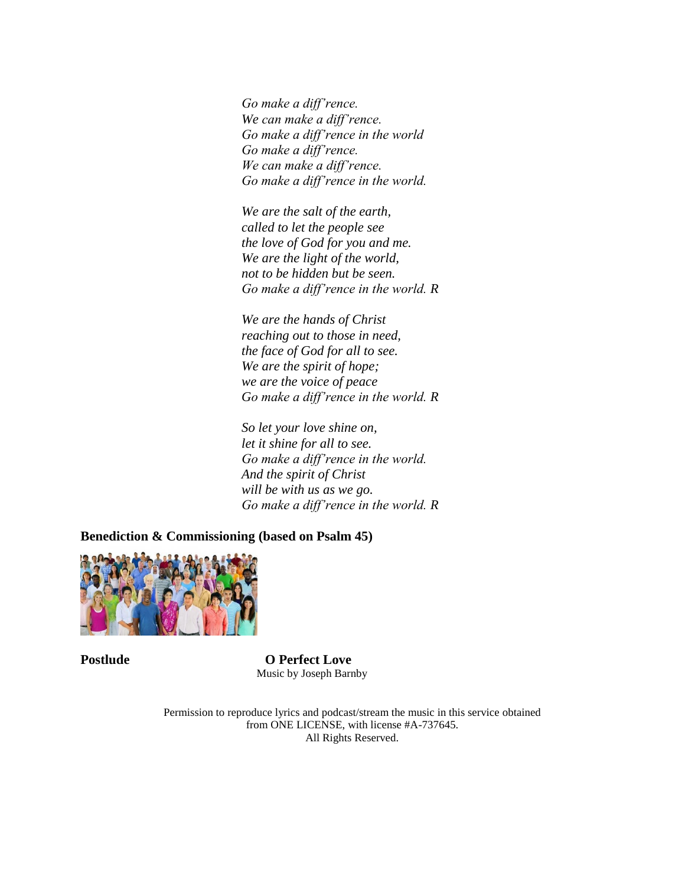*Go make a diff'rence.*
*We can make a diff'rence.*
*Go make a diff'rence in the world*
*Go make a diff'rence.*
*We can make a diff'rence.*
*Go make a diff'rence in the world.*

*We are the salt of the earth,*
*called to let the people see*
*the love of God for you and me.*
*We are the light of the world,*
*not to be hidden but be seen.*
*Go make a diff'rence in the world. R*

*We are the hands of Christ*
*reaching out to those in need,*
*the face of God for all to see.*
*We are the spirit of hope;*
*we are the voice of peace*
*Go make a diff'rence in the world. R*

*So let your love shine on,*
*let it shine for all to see.*
*Go make a diff'rence in the world.*
*And the spirit of Christ*
*will be with us as we go.*
*Go make a diff'rence in the world. R*

**Benediction & Commissioning (based on Psalm 45)**

**Postlude** **O Perfect Love**
Music by Joseph Barnby

Permission to reproduce lyrics and podcast/stream the music in this service obtained from ONE LICENSE, with license #A-737645.
All Rights Reserved.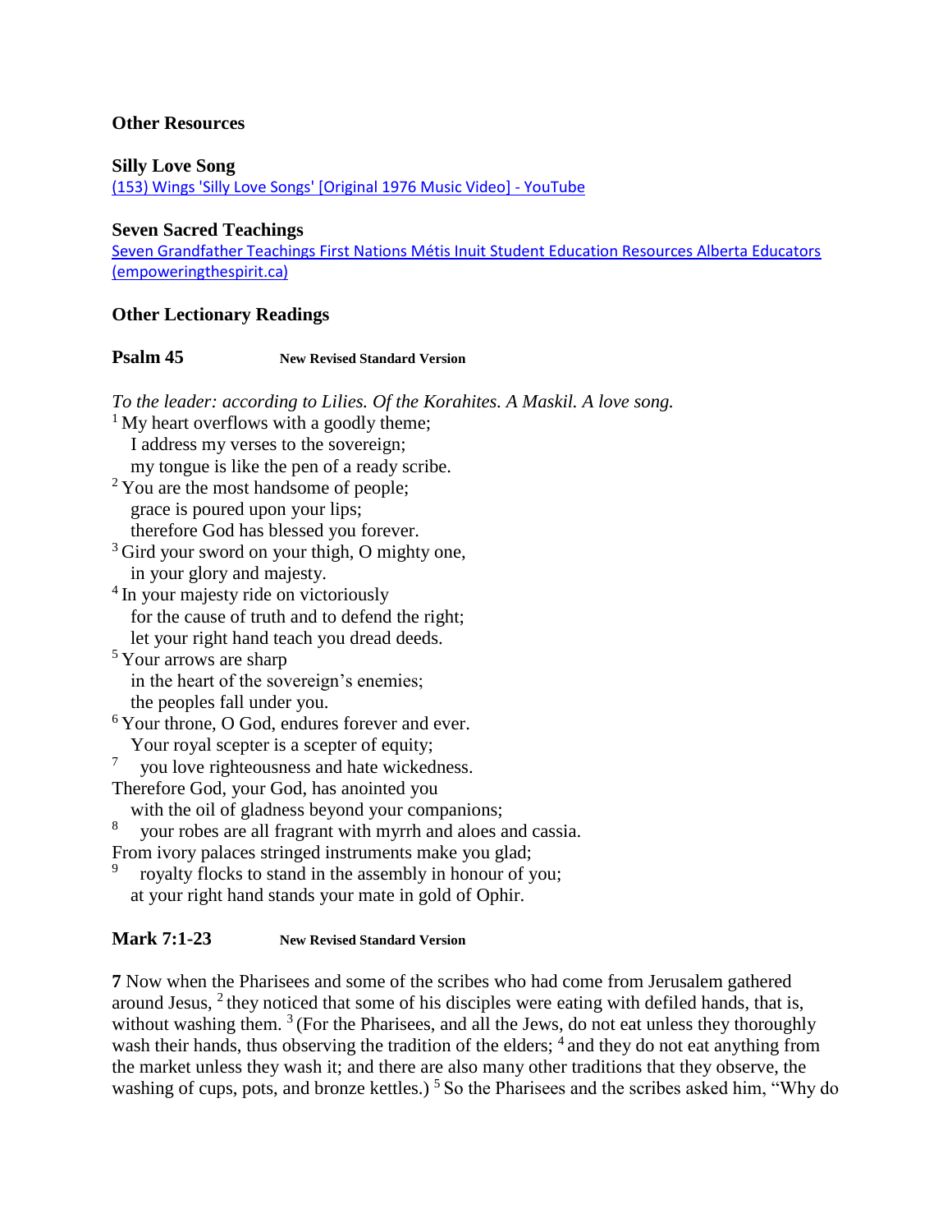**Other Resources**

**Silly Love Song**
[(153) Wings 'Silly Love Songs' [Original 1976 Music Video] - YouTube]

**Seven Sacred Teachings**
[Seven Grandfather Teachings First Nations Métis Inuit Student Education Resources Alberta Educators (empoweringthespirit.ca)]

**Other Lectionary Readings**

**Psalm 45** **New Revised Standard Version**

*To the leader: according to Lilies. Of the Korahites. A Maskil. A love song.*
1 My heart overflows with a goodly theme;
I address my verses to the sovereign;
my tongue is like the pen of a ready scribe.
2 You are the most handsome of people;
grace is poured upon your lips;
therefore God has blessed you forever.
3 Gird your sword on your thigh, O mighty one,
in your glory and majesty.
4 In your majesty ride on victoriously
for the cause of truth and to defend the right;
let your right hand teach you dread deeds.
5 Your arrows are sharp
in the heart of the sovereign's enemies;
the peoples fall under you.
6 Your throne, O God, endures forever and ever.
Your royal scepter is a scepter of equity;
7 you love righteousness and hate wickedness.
Therefore God, your God, has anointed you
with the oil of gladness beyond your companions;
8 your robes are all fragrant with myrrh and aloes and cassia.
From ivory palaces stringed instruments make you glad;
9 royalty flocks to stand in the assembly in honour of you;
at your right hand stands your mate in gold of Ophir.

**Mark 7:1-23** **New Revised Standard Version**

**7** Now when the Pharisees and some of the scribes who had come from Jerusalem gathered around Jesus, 2 they noticed that some of his disciples were eating with defiled hands, that is, without washing them. 3 (For the Pharisees, and all the Jews, do not eat unless they thoroughly wash their hands, thus observing the tradition of the elders; 4 and they do not eat anything from the market unless they wash it; and there are also many other traditions that they observe, the washing of cups, pots, and bronze kettles.) 5 So the Pharisees and the scribes asked him, "Why do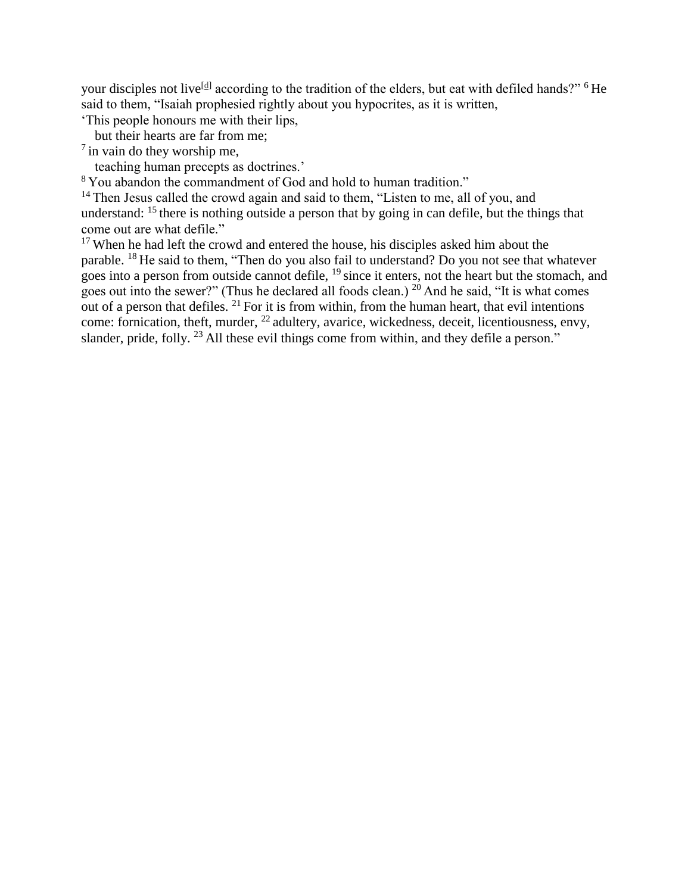your disciples not live[d] according to the tradition of the elders, but eat with defiled hands?” [6] He said to them, “Isaiah prophesied rightly about you hypocrites, as it is written,

‘This people honours me with their lips,
   but their hearts are far from me;
[7] in vain do they worship me,
   teaching human precepts as doctrines.’

[8] You abandon the commandment of God and hold to human tradition.”

[14] Then Jesus called the crowd again and said to them, “Listen to me, all of you, and understand: [15] there is nothing outside a person that by going in can defile, but the things that come out are what defile.”

[17] When he had left the crowd and entered the house, his disciples asked him about the parable. [18] He said to them, “Then do you also fail to understand? Do you not see that whatever goes into a person from outside cannot defile, [19] since it enters, not the heart but the stomach, and goes out into the sewer?” (Thus he declared all foods clean.) [20] And he said, “It is what comes out of a person that defiles. [21] For it is from within, from the human heart, that evil intentions come: fornication, theft, murder, [22] adultery, avarice, wickedness, deceit, licentiousness, envy, slander, pride, folly. [23] All these evil things come from within, and they defile a person.”